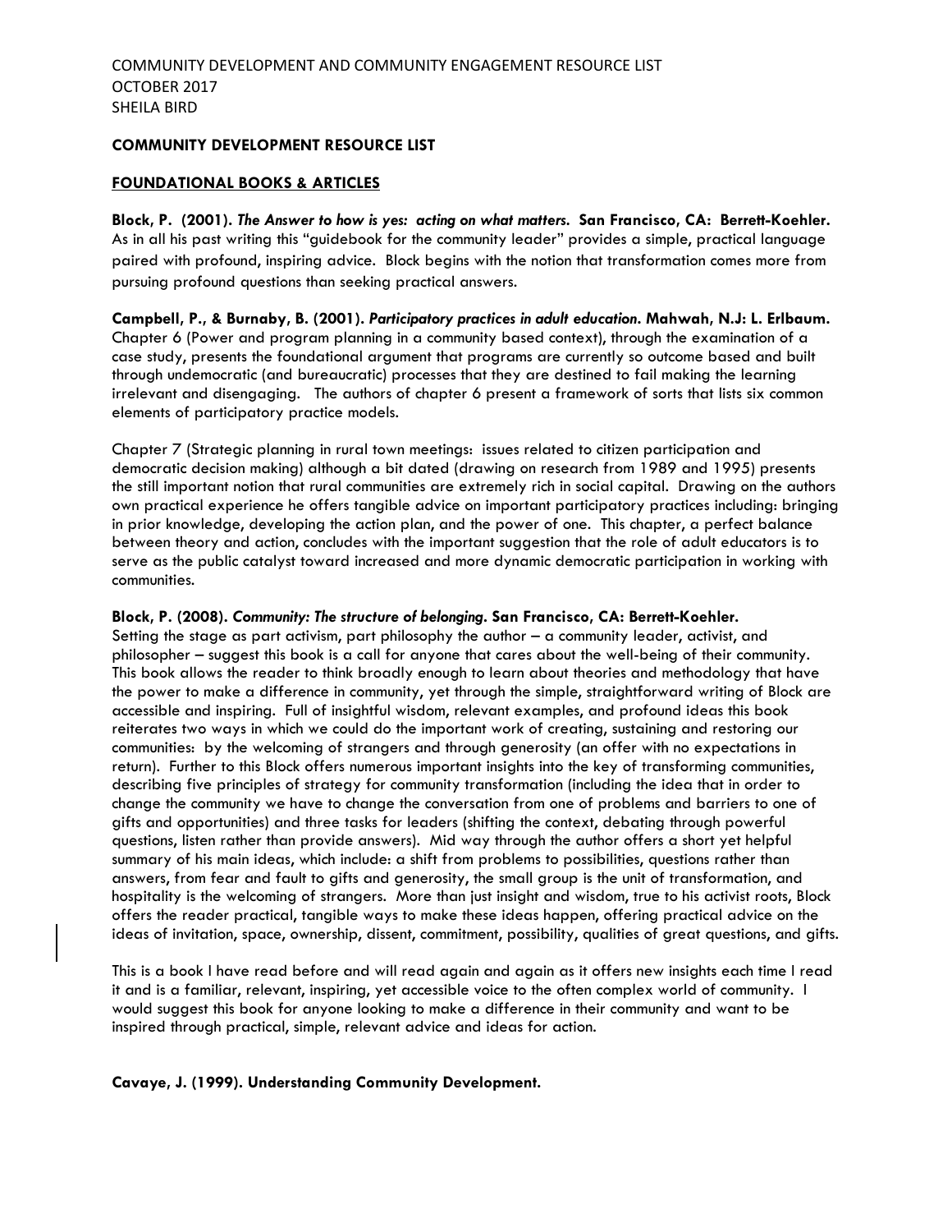COMMUNITY DEVELOPMENT AND COMMUNITY ENGAGEMENT RESOURCE LIST
OCTOBER 2017
SHEILA BIRD

**COMMUNITY DEVELOPMENT RESOURCE LIST**

**FOUNDATIONAL BOOKS & ARTICLES**

**Block, P. (2001). *The Answer to how is yes: acting on what matters.* San Francisco, CA: Berrett-Koehler.**
As in all his past writing this "guidebook for the community leader" provides a simple, practical language paired with profound, inspiring advice. Block begins with the notion that transformation comes more from pursuing profound questions than seeking practical answers.

**Campbell, P., & Burnaby, B. (2001). *Participatory practices in adult education*. Mahwah, N.J: L. Erlbaum.**
Chapter 6 (Power and program planning in a community based context), through the examination of a case study, presents the foundational argument that programs are currently so outcome based and built through undemocratic (and bureaucratic) processes that they are destined to fail making the learning irrelevant and disengaging. The authors of chapter 6 present a framework of sorts that lists six common elements of participatory practice models.

Chapter 7 (Strategic planning in rural town meetings: issues related to citizen participation and democratic decision making) although a bit dated (drawing on research from 1989 and 1995) presents the still important notion that rural communities are extremely rich in social capital. Drawing on the authors own practical experience he offers tangible advice on important participatory practices including: bringing in prior knowledge, developing the action plan, and the power of one. This chapter, a perfect balance between theory and action, concludes with the important suggestion that the role of adult educators is to serve as the public catalyst toward increased and more dynamic democratic participation in working with communities.

**Block, P. (2008). *Community: The structure of belonging*. San Francisco, CA: Berrett-Koehler.**
Setting the stage as part activism, part philosophy the author – a community leader, activist, and philosopher – suggest this book is a call for anyone that cares about the well-being of their community. This book allows the reader to think broadly enough to learn about theories and methodology that have the power to make a difference in community, yet through the simple, straightforward writing of Block are accessible and inspiring. Full of insightful wisdom, relevant examples, and profound ideas this book reiterates two ways in which we could do the important work of creating, sustaining and restoring our communities: by the welcoming of strangers and through generosity (an offer with no expectations in return). Further to this Block offers numerous important insights into the key of transforming communities, describing five principles of strategy for community transformation (including the idea that in order to change the community we have to change the conversation from one of problems and barriers to one of gifts and opportunities) and three tasks for leaders (shifting the context, debating through powerful questions, listen rather than provide answers). Mid way through the author offers a short yet helpful summary of his main ideas, which include: a shift from problems to possibilities, questions rather than answers, from fear and fault to gifts and generosity, the small group is the unit of transformation, and hospitality is the welcoming of strangers. More than just insight and wisdom, true to his activist roots, Block offers the reader practical, tangible ways to make these ideas happen, offering practical advice on the ideas of invitation, space, ownership, dissent, commitment, possibility, qualities of great questions, and gifts.

This is a book I have read before and will read again and again as it offers new insights each time I read it and is a familiar, relevant, inspiring, yet accessible voice to the often complex world of community. I would suggest this book for anyone looking to make a difference in their community and want to be inspired through practical, simple, relevant advice and ideas for action.

**Cavaye, J. (1999). Understanding Community Development.**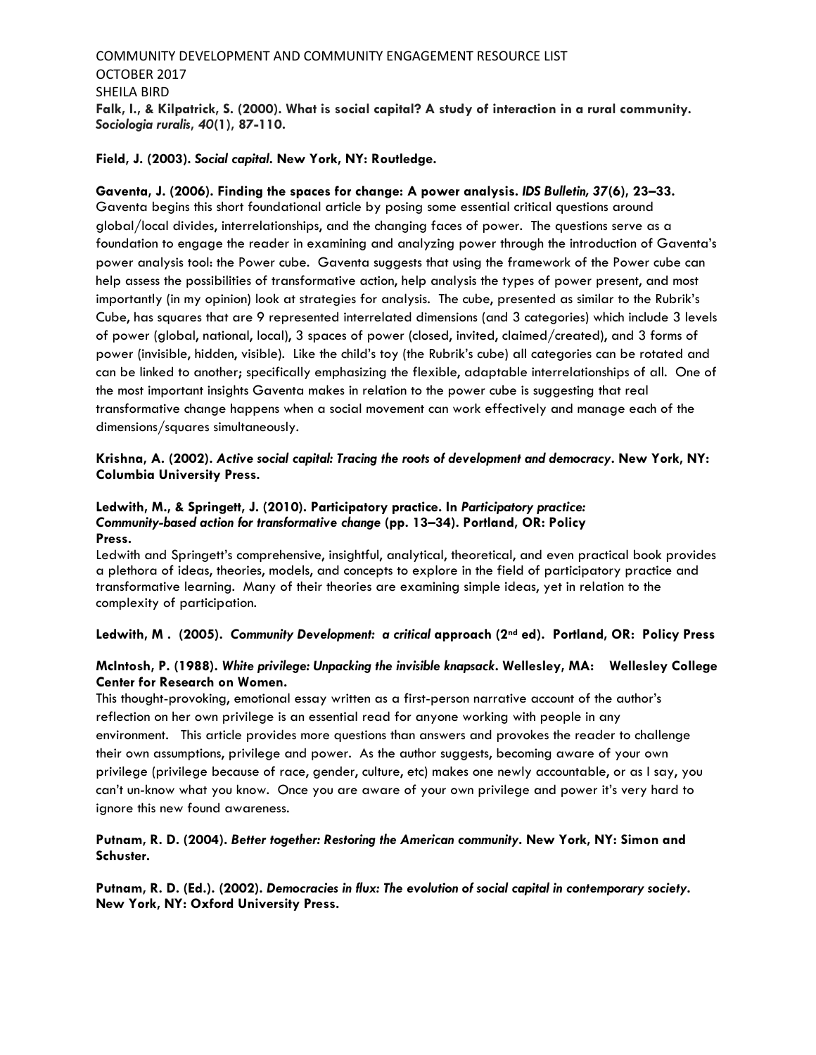COMMUNITY DEVELOPMENT AND COMMUNITY ENGAGEMENT RESOURCE LIST
OCTOBER 2017
SHEILA BIRD

**Falk, I., & Kilpatrick, S. (2000). What is social capital? A study of interaction in a rural community. *Sociologia ruralis*, *40*(1), 87-110.**

**Field, J. (2003). *Social capital*. New York, NY: Routledge.**

**Gaventa, J. (2006). Finding the spaces for change: A power analysis. *IDS Bulletin, 37*(6), 23–33.**
Gaventa begins this short foundational article by posing some essential critical questions around global/local divides, interrelationships, and the changing faces of power. The questions serve as a foundation to engage the reader in examining and analyzing power through the introduction of Gaventa's power analysis tool: the Power cube. Gaventa suggests that using the framework of the Power cube can help assess the possibilities of transformative action, help analysis the types of power present, and most importantly (in my opinion) look at strategies for analysis. The cube, presented as similar to the Rubrik's Cube, has squares that are 9 represented interrelated dimensions (and 3 categories) which include 3 levels of power (global, national, local), 3 spaces of power (closed, invited, claimed/created), and 3 forms of power (invisible, hidden, visible). Like the child's toy (the Rubrik's cube) all categories can be rotated and can be linked to another; specifically emphasizing the flexible, adaptable interrelationships of all. One of the most important insights Gaventa makes in relation to the power cube is suggesting that real transformative change happens when a social movement can work effectively and manage each of the dimensions/squares simultaneously.

**Krishna, A. (2002). *Active social capital: Tracing the roots of development and democracy*. New York, NY: Columbia University Press.**

**Ledwith, M., & Springett, J. (2010). Participatory practice. In *Participatory practice: Community-based action for transformative change* (pp. 13–34). Portland, OR: Policy Press.**
Ledwith and Springett's comprehensive, insightful, analytical, theoretical, and even practical book provides a plethora of ideas, theories, models, and concepts to explore in the field of participatory practice and transformative learning. Many of their theories are examining simple ideas, yet in relation to the complexity of participation.

**Ledwith, M . (2005). *Community Development: a critical* approach (2nd ed). Portland, OR: Policy Press**

**McIntosh, P. (1988). *White privilege: Unpacking the invisible knapsack*. Wellesley, MA: Wellesley College Center for Research on Women.**
This thought-provoking, emotional essay written as a first-person narrative account of the author's reflection on her own privilege is an essential read for anyone working with people in any environment. This article provides more questions than answers and provokes the reader to challenge their own assumptions, privilege and power. As the author suggests, becoming aware of your own privilege (privilege because of race, gender, culture, etc) makes one newly accountable, or as I say, you can't un-know what you know. Once you are aware of your own privilege and power it's very hard to ignore this new found awareness.

**Putnam, R. D. (2004). *Better together: Restoring the American community*. New York, NY: Simon and Schuster.**

**Putnam, R. D. (Ed.). (2002). *Democracies in flux: The evolution of social capital in contemporary society*. New York, NY: Oxford University Press.**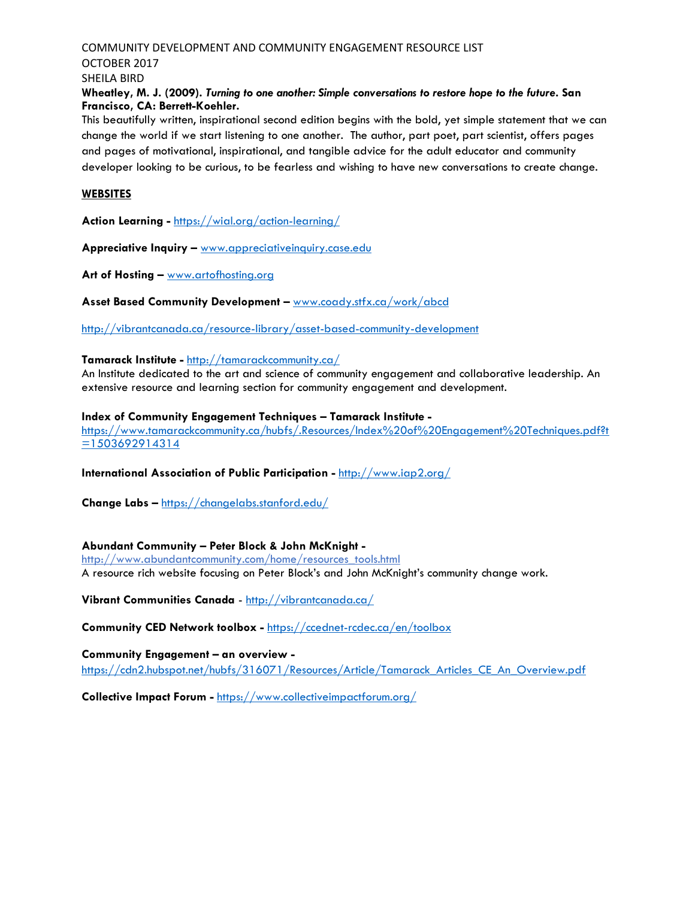COMMUNITY DEVELOPMENT AND COMMUNITY ENGAGEMENT RESOURCE LIST
OCTOBER 2017
SHEILA BIRD

**Wheatley, M. J. (2009). *Turning to one another: Simple conversations to restore hope to the future*. San Francisco, CA: Berrett-Koehler.**

This beautifully written, inspirational second edition begins with the bold, yet simple statement that we can change the world if we start listening to one another. The author, part poet, part scientist, offers pages and pages of motivational, inspirational, and tangible advice for the adult educator and community developer looking to be curious, to be fearless and wishing to have new conversations to create change.

## WEBSITES

**Action Learning -** https://wial.org/action-learning/

**Appreciative Inquiry –** www.appreciativeinquiry.case.edu

**Art of Hosting –** www.artofhosting.org

**Asset Based Community Development –** www.coady.stfx.ca/work/abcd

http://vibrantcanada.ca/resource-library/asset-based-community-development

**Tamarack Institute -** http://tamarackcommunity.ca/
An Institute dedicated to the art and science of community engagement and collaborative leadership. An extensive resource and learning section for community engagement and development.

**Index of Community Engagement Techniques – Tamarack Institute -**
https://www.tamarackcommunity.ca/hubfs/.Resources/Index%20of%20Engagement%20Techniques.pdf?t=1503692914314

**International Association of Public Participation -** http://www.iap2.org/

**Change Labs –** https://changelabs.stanford.edu/

**Abundant Community – Peter Block & John McKnight -**
http://www.abundantcommunity.com/home/resources_tools.html
A resource rich website focusing on Peter Block's and John McKnight's community change work.

**Vibrant Communities Canada** - http://vibrantcanada.ca/

**Community CED Network toolbox -** https://ccednet-rcdec.ca/en/toolbox

**Community Engagement – an overview -**
https://cdn2.hubspot.net/hubfs/316071/Resources/Article/Tamarack_Articles_CE_An_Overview.pdf

**Collective Impact Forum -** https://www.collectiveimpactforum.org/